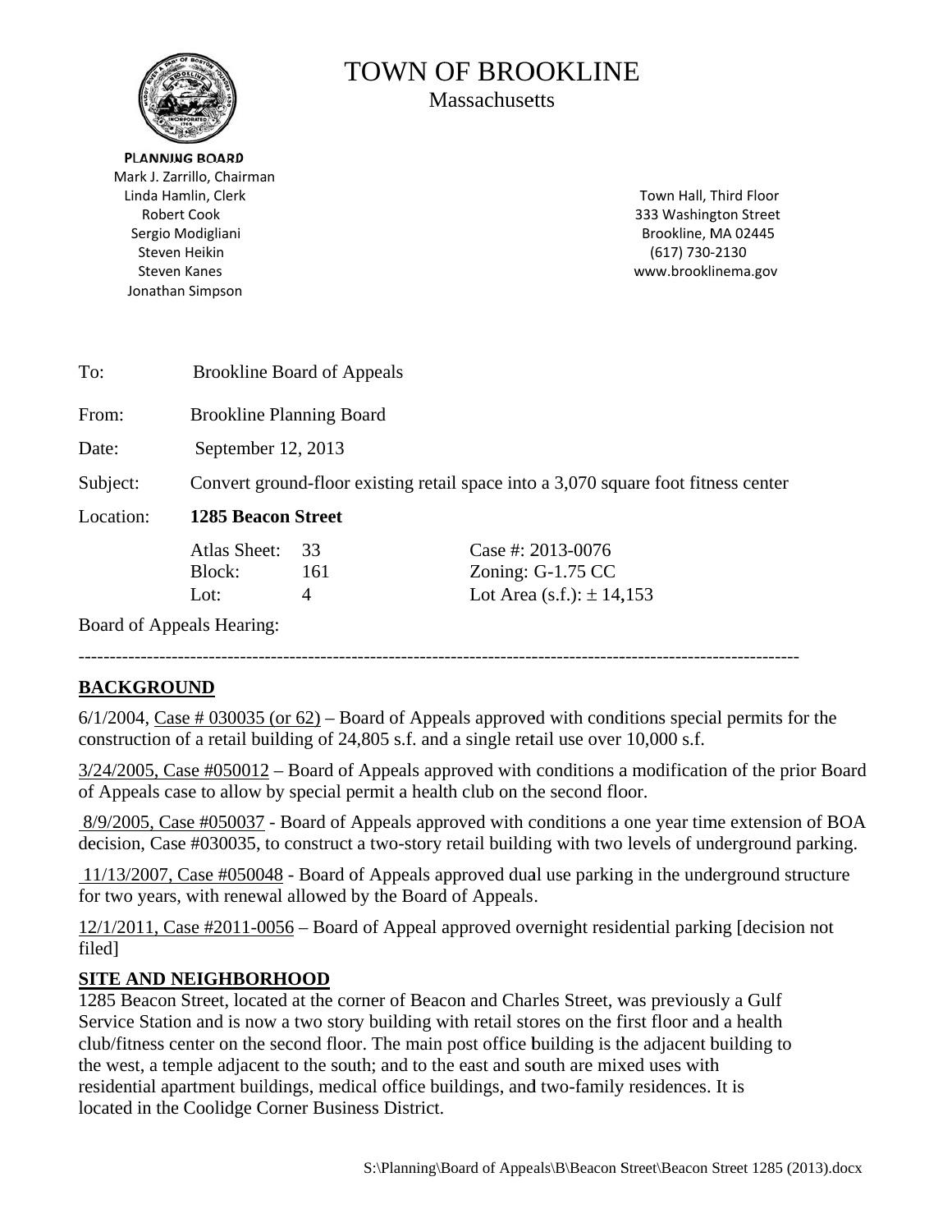# TOWN OF BROOKLINE

Massachusetts

**PLANNING BOARD**
Mark J. Zarrillo, Chairman
Linda Hamlin, Clerk
Robert Cook
Sergio Modigliani
Steven Heikin
Steven Kanes
Jonathan Simpson

Town Hall, Third Floor
333 Washington Street
Brookline, MA 02445
(617) 730-2130
www.brooklinema.gov

To: Brookline Board of Appeals

From: Brookline Planning Board

Date: September 12, 2013

Subject: Convert ground-floor existing retail space into a 3,070 square foot fitness center

Location: **1285 Beacon Street**

| | | |
|---|---|---|
| Atlas Sheet: | 33 | Case #: 2013-0076 |
| Block: | 161 | Zoning: G-1.75 CC |
| Lot: | 4 | Lot Area (s.f.): ± 14,153 |

Board of Appeals Hearing:

---

## BACKGROUND

6/1/2004, Case # 030035 (or 62) – Board of Appeals approved with conditions special permits for the construction of a retail building of 24,805 s.f. and a single retail use over 10,000 s.f.

3/24/2005, Case #050012 – Board of Appeals approved with conditions a modification of the prior Board of Appeals case to allow by special permit a health club on the second floor.

8/9/2005, Case #050037 - Board of Appeals approved with conditions a one year time extension of BOA decision, Case #030035, to construct a two-story retail building with two levels of underground parking.

11/13/2007, Case #050048 - Board of Appeals approved dual use parking in the underground structure for two years, with renewal allowed by the Board of Appeals.

12/1/2011, Case #2011-0056 – Board of Appeal approved overnight residential parking [decision not filed]

## SITE AND NEIGHBORHOOD

1285 Beacon Street, located at the corner of Beacon and Charles Street, was previously a Gulf Service Station and is now a two story building with retail stores on the first floor and a health club/fitness center on the second floor. The main post office building is the adjacent building to the west, a temple adjacent to the south; and to the east and south are mixed uses with residential apartment buildings, medical office buildings, and two-family residences. It is located in the Coolidge Corner Business District.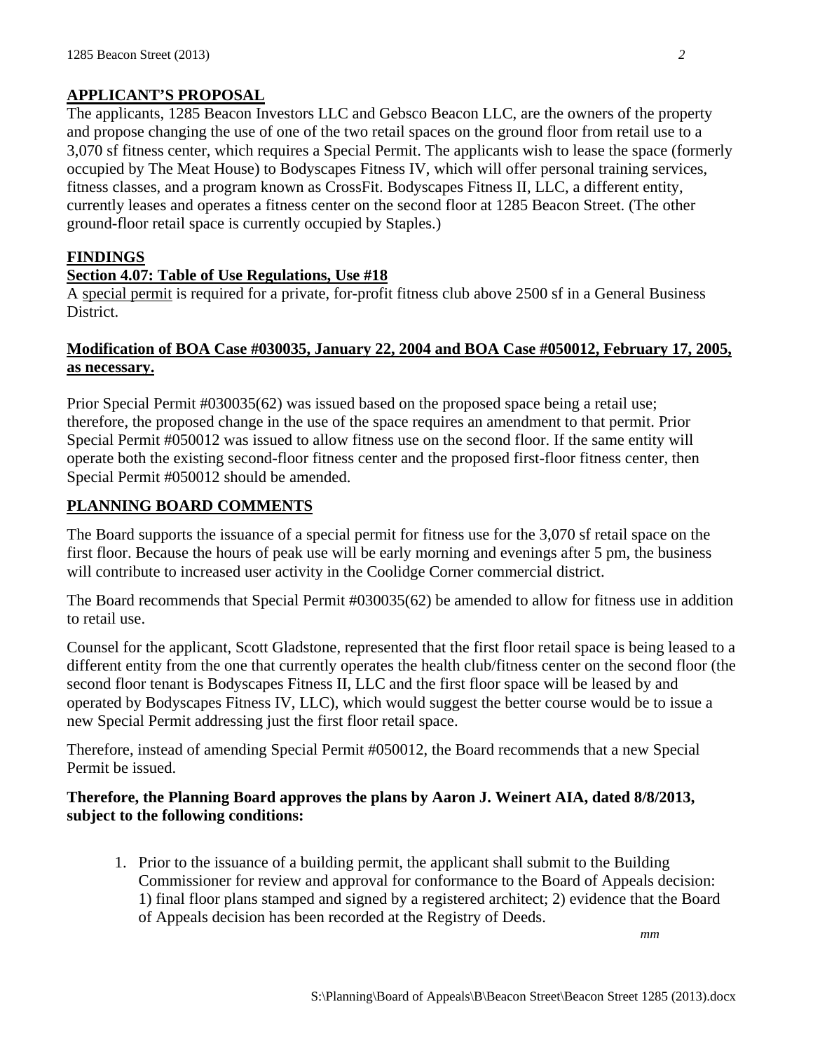## APPLICANT'S PROPOSAL

The applicants, 1285 Beacon Investors LLC and Gebsco Beacon LLC, are the owners of the property and propose changing the use of one of the two retail spaces on the ground floor from retail use to a 3,070 sf fitness center, which requires a Special Permit. The applicants wish to lease the space (formerly occupied by The Meat House) to Bodyscapes Fitness IV, which will offer personal training services, fitness classes, and a program known as CrossFit. Bodyscapes Fitness II, LLC, a different entity, currently leases and operates a fitness center on the second floor at 1285 Beacon Street. (The other ground-floor retail space is currently occupied by Staples.)

## FINDINGS

### Section 4.07: Table of Use Regulations, Use #18

A special permit is required for a private, for-profit fitness club above 2500 sf in a General Business District.

### Modification of BOA Case #030035, January 22, 2004 and BOA Case #050012, February 17, 2005, as necessary.

Prior Special Permit #030035(62) was issued based on the proposed space being a retail use; therefore, the proposed change in the use of the space requires an amendment to that permit. Prior Special Permit #050012 was issued to allow fitness use on the second floor. If the same entity will operate both the existing second-floor fitness center and the proposed first-floor fitness center, then Special Permit #050012 should be amended.

## PLANNING BOARD COMMENTS

The Board supports the issuance of a special permit for fitness use for the 3,070 sf retail space on the first floor. Because the hours of peak use will be early morning and evenings after 5 pm, the business will contribute to increased user activity in the Coolidge Corner commercial district.

The Board recommends that Special Permit #030035(62) be amended to allow for fitness use in addition to retail use.

Counsel for the applicant, Scott Gladstone, represented that the first floor retail space is being leased to a different entity from the one that currently operates the health club/fitness center on the second floor (the second floor tenant is Bodyscapes Fitness II, LLC and the first floor space will be leased by and operated by Bodyscapes Fitness IV, LLC), which would suggest the better course would be to issue a new Special Permit addressing just the first floor retail space.

Therefore, instead of amending Special Permit #050012, the Board recommends that a new Special Permit be issued.

**Therefore, the Planning Board approves the plans by Aaron J. Weinert AIA, dated 8/8/2013, subject to the following conditions:**

1. Prior to the issuance of a building permit, the applicant shall submit to the Building Commissioner for review and approval for conformance to the Board of Appeals decision: 1) final floor plans stamped and signed by a registered architect; 2) evidence that the Board of Appeals decision has been recorded at the Registry of Deeds.

*mm*

S:\Planning\Board of Appeals\B\Beacon Street\Beacon Street 1285 (2013).docx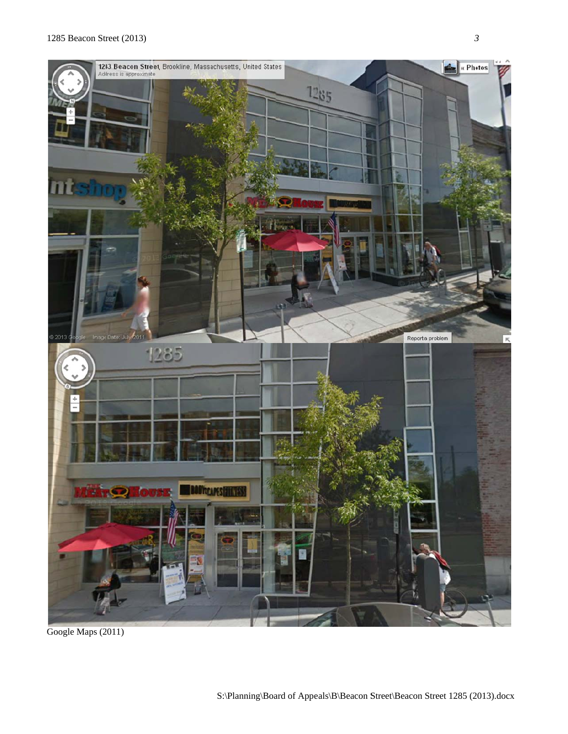Google Maps (2011)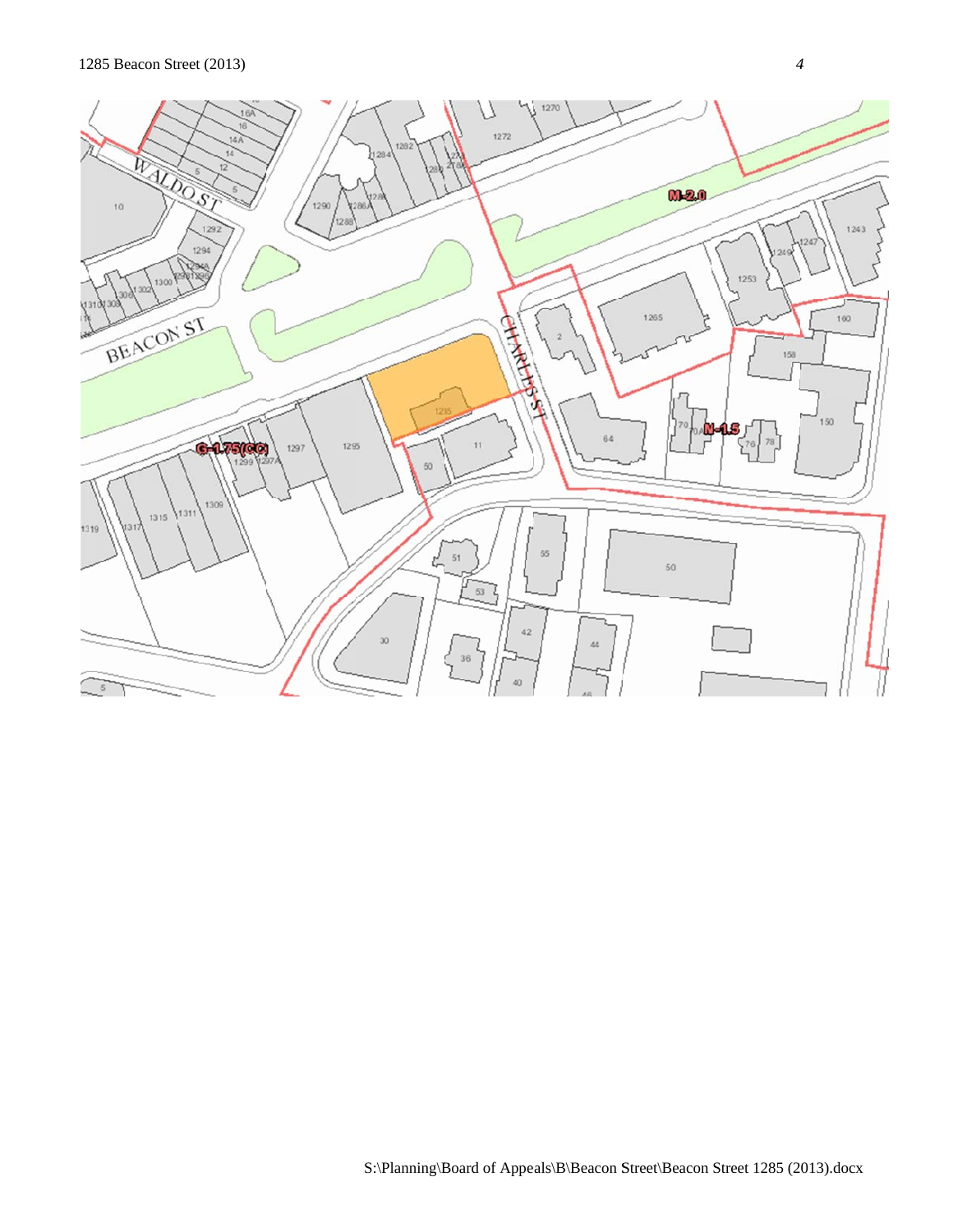WALDO ST

BEACON ST

CHARLES ST

M-2.0

G-1.75(CC)

M-1.5

1285